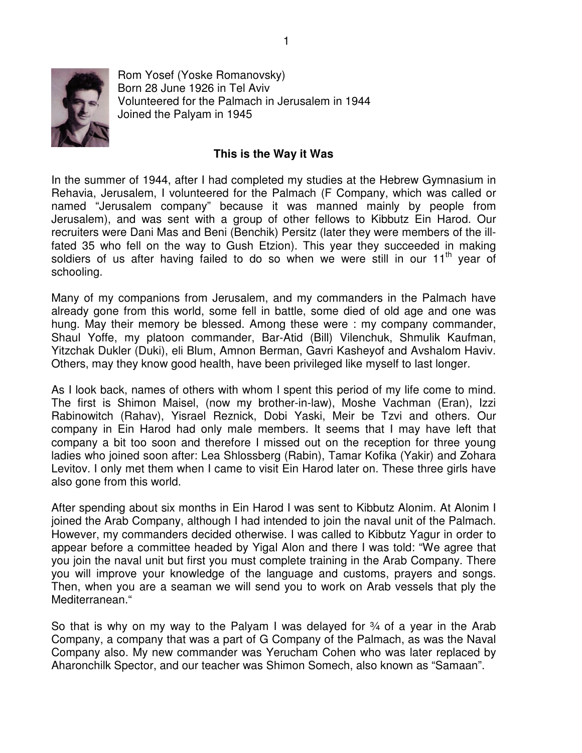Rom Yosef (Yoske Romanovsky)
Born 28 June 1926 in Tel Aviv
Volunteered for the Palmach in Jerusalem in 1944
Joined the Palyam in 1945

## This is the Way it Was

In the summer of 1944, after I had completed my studies at the Hebrew Gymnasium in Rehavia, Jerusalem, I volunteered for the Palmach (F Company, which was called or named "Jerusalem company" because it was manned mainly by people from Jerusalem), and was sent with a group of other fellows to Kibbutz Ein Harod. Our recruiters were Dani Mas and Beni (Benchik) Persitz (later they were members of the ill-fated 35 who fell on the way to Gush Etzion). This year they succeeded in making soldiers of us after having failed to do so when we were still in our 11th year of schooling.

Many of my companions from Jerusalem, and my commanders in the Palmach have already gone from this world, some fell in battle, some died of old age and one was hung. May their memory be blessed. Among these were : my company commander, Shaul Yoffe, my platoon commander, Bar-Atid (Bill) Vilenchuk, Shmulik Kaufman, Yitzchak Dukler (Duki), eli Blum, Amnon Berman, Gavri Kasheyof and Avshalom Haviv. Others, may they know good health, have been privileged like myself to last longer.

As I look back, names of others with whom I spent this period of my life come to mind. The first is Shimon Maisel, (now my brother-in-law), Moshe Vachman (Eran), Izzi Rabinowitch (Rahav), Yisrael Reznick, Dobi Yaski, Meir be Tzvi and others. Our company in Ein Harod had only male members. It seems that I may have left that company a bit too soon and therefore I missed out on the reception for three young ladies who joined soon after: Lea Shlossberg (Rabin), Tamar Kofika (Yakir) and Zohara Levitov. I only met them when I came to visit Ein Harod later on. These three girls have also gone from this world.

After spending about six months in Ein Harod I was sent to Kibbutz Alonim. At Alonim I joined the Arab Company, although I had intended to join the naval unit of the Palmach. However, my commanders decided otherwise. I was called to Kibbutz Yagur in order to appear before a committee headed by Yigal Alon and there I was told: "We agree that you join the naval unit but first you must complete training in the Arab Company. There you will improve your knowledge of the language and customs, prayers and songs. Then, when you are a seaman we will send you to work on Arab vessels that ply the Mediterranean."

So that is why on my way to the Palyam I was delayed for ¾ of a year in the Arab Company, a company that was a part of G Company of the Palmach, as was the Naval Company also. My new commander was Yerucham Cohen who was later replaced by Aharonchilk Spector, and our teacher was Shimon Somech, also known as "Samaan".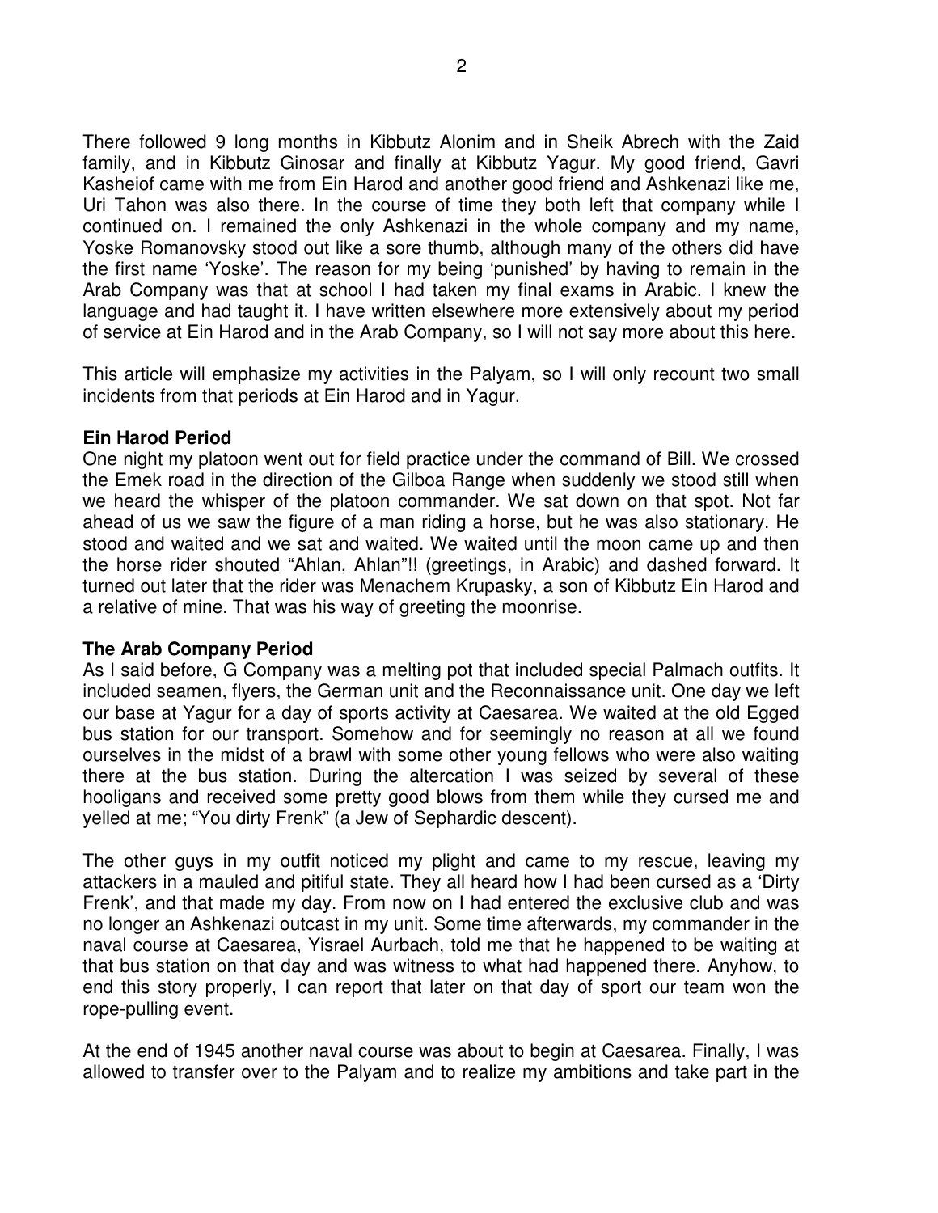There followed 9 long months in Kibbutz Alonim and in Sheik Abrech with the Zaid family, and in Kibbutz Ginosar and finally at Kibbutz Yagur. My good friend, Gavri Kasheiof came with me from Ein Harod and another good friend and Ashkenazi like me, Uri Tahon was also there. In the course of time they both left that company while I continued on. I remained the only Ashkenazi in the whole company and my name, Yoske Romanovsky stood out like a sore thumb, although many of the others did have the first name 'Yoske'. The reason for my being 'punished' by having to remain in the Arab Company was that at school I had taken my final exams in Arabic. I knew the language and had taught it. I have written elsewhere more extensively about my period of service at Ein Harod and in the Arab Company, so I will not say more about this here.

This article will emphasize my activities in the Palyam, so I will only recount two small incidents from that periods at Ein Harod and in Yagur.

**Ein Harod Period**

One night my platoon went out for field practice under the command of Bill. We crossed the Emek road in the direction of the Gilboa Range when suddenly we stood still when we heard the whisper of the platoon commander. We sat down on that spot. Not far ahead of us we saw the figure of a man riding a horse, but he was also stationary. He stood and waited and we sat and waited. We waited until the moon came up and then the horse rider shouted "Ahlan, Ahlan"!! (greetings, in Arabic) and dashed forward. It turned out later that the rider was Menachem Krupasky, a son of Kibbutz Ein Harod and a relative of mine. That was his way of greeting the moonrise.

**The Arab Company Period**

As I said before, G Company was a melting pot that included special Palmach outfits. It included seamen, flyers, the German unit and the Reconnaissance unit. One day we left our base at Yagur for a day of sports activity at Caesarea. We waited at the old Egged bus station for our transport. Somehow and for seemingly no reason at all we found ourselves in the midst of a brawl with some other young fellows who were also waiting there at the bus station. During the altercation I was seized by several of these hooligans and received some pretty good blows from them while they cursed me and yelled at me; "You dirty Frenk" (a Jew of Sephardic descent).

The other guys in my outfit noticed my plight and came to my rescue, leaving my attackers in a mauled and pitiful state. They all heard how I had been cursed as a 'Dirty Frenk', and that made my day. From now on I had entered the exclusive club and was no longer an Ashkenazi outcast in my unit. Some time afterwards, my commander in the naval course at Caesarea, Yisrael Aurbach, told me that he happened to be waiting at that bus station on that day and was witness to what had happened there. Anyhow, to end this story properly, I can report that later on that day of sport our team won the rope-pulling event.

At the end of 1945 another naval course was about to begin at Caesarea. Finally, I was allowed to transfer over to the Palyam and to realize my ambitions and take part in the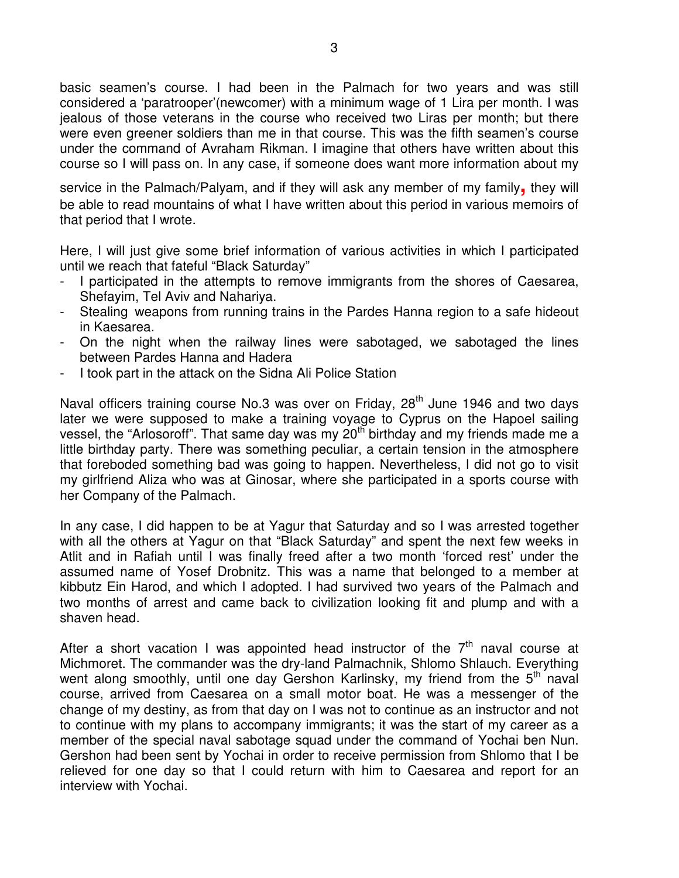basic seamen's course. I had been in the Palmach for two years and was still considered a 'paratrooper'(newcomer) with a minimum wage of 1 Lira per month. I was jealous of those veterans in the course who received two Liras per month; but there were even greener soldiers than me in that course. This was the fifth seamen's course under the command of Avraham Rikman. I imagine that others have written about this course so I will pass on. In any case, if someone does want more information about my service in the Palmach/Palyam, and if they will ask any member of my family, they will be able to read mountains of what I have written about this period in various memoirs of that period that I wrote.

Here, I will just give some brief information of various activities in which I participated until we reach that fateful "Black Saturday"

- I participated in the attempts to remove immigrants from the shores of Caesarea, Shefayim, Tel Aviv and Nahariya.
- Stealing weapons from running trains in the Pardes Hanna region to a safe hideout in Kaesarea.
- On the night when the railway lines were sabotaged, we sabotaged the lines between Pardes Hanna and Hadera
- I took part in the attack on the Sidna Ali Police Station

Naval officers training course No.3 was over on Friday, 28th June 1946 and two days later we were supposed to make a training voyage to Cyprus on the Hapoel sailing vessel, the "Arlosoroff". That same day was my 20th birthday and my friends made me a little birthday party. There was something peculiar, a certain tension in the atmosphere that foreboded something bad was going to happen. Nevertheless, I did not go to visit my girlfriend Aliza who was at Ginosar, where she participated in a sports course with her Company of the Palmach.

In any case, I did happen to be at Yagur that Saturday and so I was arrested together with all the others at Yagur on that "Black Saturday" and spent the next few weeks in Atlit and in Rafiah until I was finally freed after a two month 'forced rest' under the assumed name of Yosef Drobnitz. This was a name that belonged to a member at kibbutz Ein Harod, and which I adopted. I had survived two years of the Palmach and two months of arrest and came back to civilization looking fit and plump and with a shaven head.

After a short vacation I was appointed head instructor of the 7th naval course at Michmoret. The commander was the dry-land Palmachnik, Shlomo Shlauch. Everything went along smoothly, until one day Gershon Karlinsky, my friend from the 5th naval course, arrived from Caesarea on a small motor boat. He was a messenger of the change of my destiny, as from that day on I was not to continue as an instructor and not to continue with my plans to accompany immigrants; it was the start of my career as a member of the special naval sabotage squad under the command of Yochai ben Nun. Gershon had been sent by Yochai in order to receive permission from Shlomo that I be relieved for one day so that I could return with him to Caesarea and report for an interview with Yochai.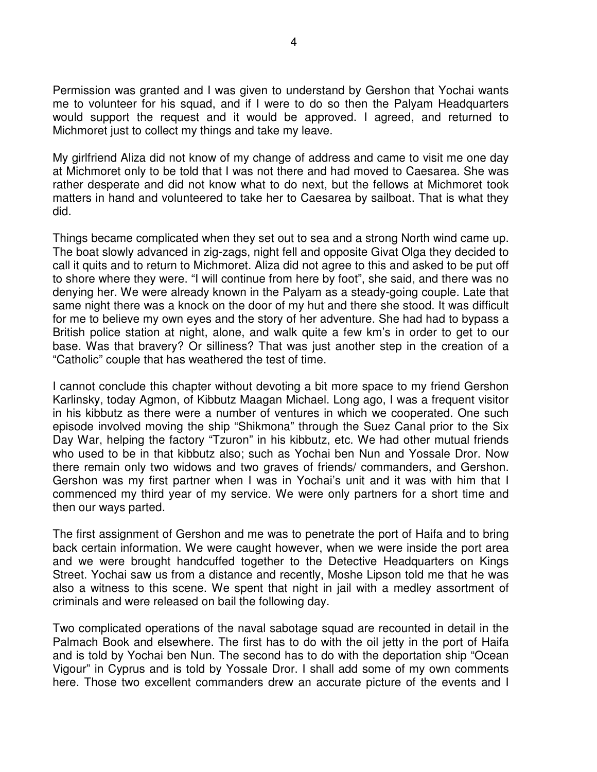Permission was granted and I was given to understand by Gershon that Yochai wants me to volunteer for his squad, and if I were to do so then the Palyam Headquarters would support the request and it would be approved. I agreed, and returned to Michmoret just to collect my things and take my leave.

My girlfriend Aliza did not know of my change of address and came to visit me one day at Michmoret only to be told that I was not there and had moved to Caesarea. She was rather desperate and did not know what to do next, but the fellows at Michmoret took matters in hand and volunteered to take her to Caesarea by sailboat. That is what they did.

Things became complicated when they set out to sea and a strong North wind came up. The boat slowly advanced in zig-zags, night fell and opposite Givat Olga they decided to call it quits and to return to Michmoret. Aliza did not agree to this and asked to be put off to shore where they were. "I will continue from here by foot", she said, and there was no denying her. We were already known in the Palyam as a steady-going couple. Late that same night there was a knock on the door of my hut and there she stood. It was difficult for me to believe my own eyes and the story of her adventure. She had had to bypass a British police station at night, alone, and walk quite a few km's in order to get to our base. Was that bravery? Or silliness? That was just another step in the creation of a "Catholic" couple that has weathered the test of time.

I cannot conclude this chapter without devoting a bit more space to my friend Gershon Karlinsky, today Agmon, of Kibbutz Maagan Michael. Long ago, I was a frequent visitor in his kibbutz as there were a number of ventures in which we cooperated. One such episode involved moving the ship "Shikmona" through the Suez Canal prior to the Six Day War, helping the factory "Tzuron" in his kibbutz, etc. We had other mutual friends who used to be in that kibbutz also; such as Yochai ben Nun and Yossale Dror. Now there remain only two widows and two graves of friends/ commanders, and Gershon. Gershon was my first partner when I was in Yochai's unit and it was with him that I commenced my third year of my service. We were only partners for a short time and then our ways parted.

The first assignment of Gershon and me was to penetrate the port of Haifa and to bring back certain information. We were caught however, when we were inside the port area and we were brought handcuffed together to the Detective Headquarters on Kings Street. Yochai saw us from a distance and recently, Moshe Lipson told me that he was also a witness to this scene. We spent that night in jail with a medley assortment of criminals and were released on bail the following day.

Two complicated operations of the naval sabotage squad are recounted in detail in the Palmach Book and elsewhere. The first has to do with the oil jetty in the port of Haifa and is told by Yochai ben Nun. The second has to do with the deportation ship "Ocean Vigour" in Cyprus and is told by Yossale Dror. I shall add some of my own comments here. Those two excellent commanders drew an accurate picture of the events and I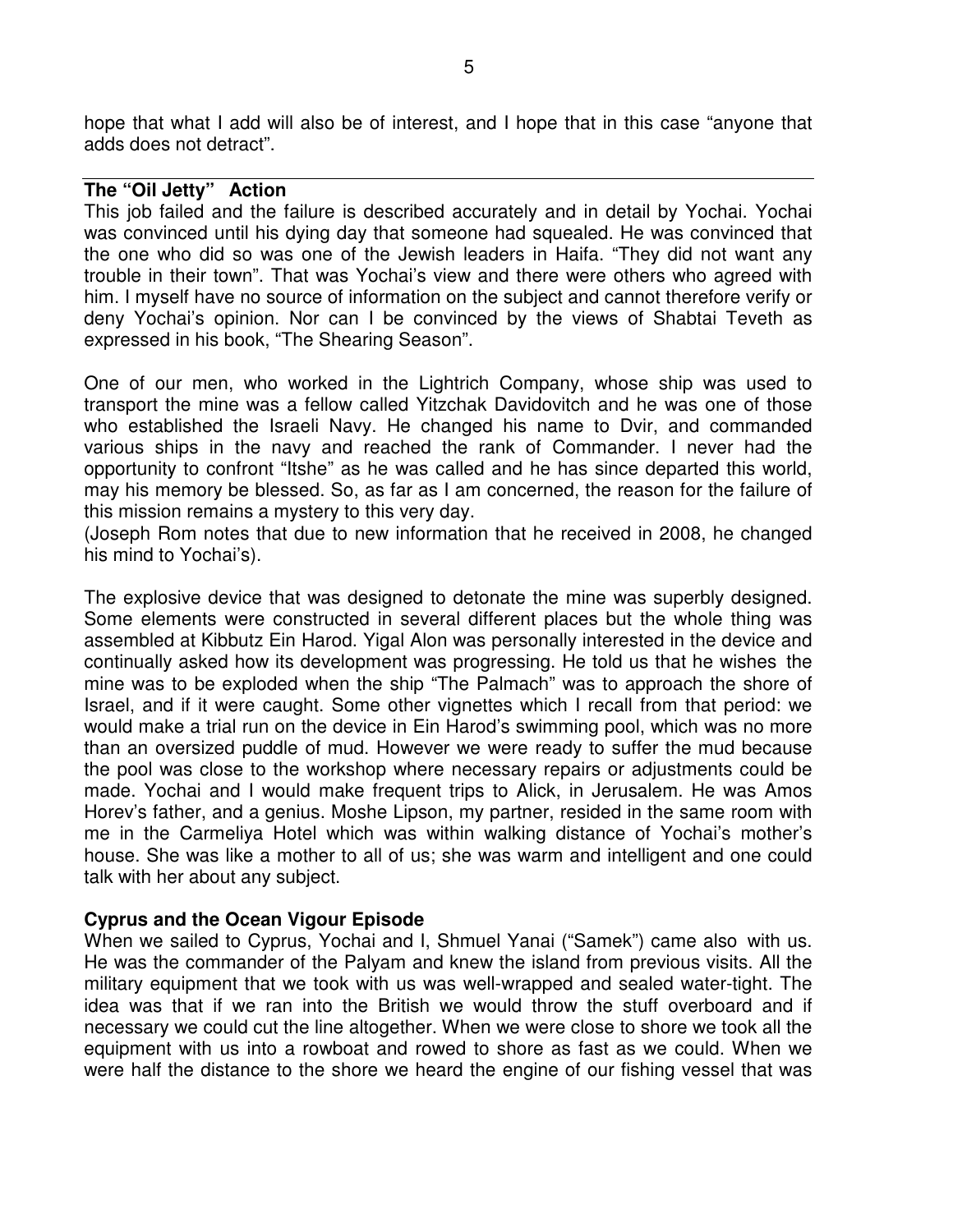hope that what I add will also be of interest, and I hope that in this case "anyone that adds does not detract".

## The "Oil Jetty" Action

This job failed and the failure is described accurately and in detail by Yochai. Yochai was convinced until his dying day that someone had squealed. He was convinced that the one who did so was one of the Jewish leaders in Haifa. "They did not want any trouble in their town". That was Yochai's view and there were others who agreed with him. I myself have no source of information on the subject and cannot therefore verify or deny Yochai's opinion. Nor can I be convinced by the views of Shabtai Teveth as expressed in his book, "The Shearing Season".

One of our men, who worked in the Lightrich Company, whose ship was used to transport the mine was a fellow called Yitzchak Davidovitch and he was one of those who established the Israeli Navy. He changed his name to Dvir, and commanded various ships in the navy and reached the rank of Commander. I never had the opportunity to confront "Itshe" as he was called and he has since departed this world, may his memory be blessed. So, as far as I am concerned, the reason for the failure of this mission remains a mystery to this very day.
(Joseph Rom notes that due to new information that he received in 2008, he changed his mind to Yochai's).

The explosive device that was designed to detonate the mine was superbly designed. Some elements were constructed in several different places but the whole thing was assembled at Kibbutz Ein Harod. Yigal Alon was personally interested in the device and continually asked how its development was progressing. He told us that he wishes the mine was to be exploded when the ship "The Palmach" was to approach the shore of Israel, and if it were caught. Some other vignettes which I recall from that period: we would make a trial run on the device in Ein Harod's swimming pool, which was no more than an oversized puddle of mud. However we were ready to suffer the mud because the pool was close to the workshop where necessary repairs or adjustments could be made. Yochai and I would make frequent trips to Alick, in Jerusalem. He was Amos Horev's father, and a genius. Moshe Lipson, my partner, resided in the same room with me in the Carmeliya Hotel which was within walking distance of Yochai's mother's house. She was like a mother to all of us; she was warm and intelligent and one could talk with her about any subject.

## Cyprus and the Ocean Vigour Episode

When we sailed to Cyprus, Yochai and I, Shmuel Yanai ("Samek") came also with us. He was the commander of the Palyam and knew the island from previous visits. All the military equipment that we took with us was well-wrapped and sealed water-tight. The idea was that if we ran into the British we would throw the stuff overboard and if necessary we could cut the line altogether. When we were close to shore we took all the equipment with us into a rowboat and rowed to shore as fast as we could. When we were half the distance to the shore we heard the engine of our fishing vessel that was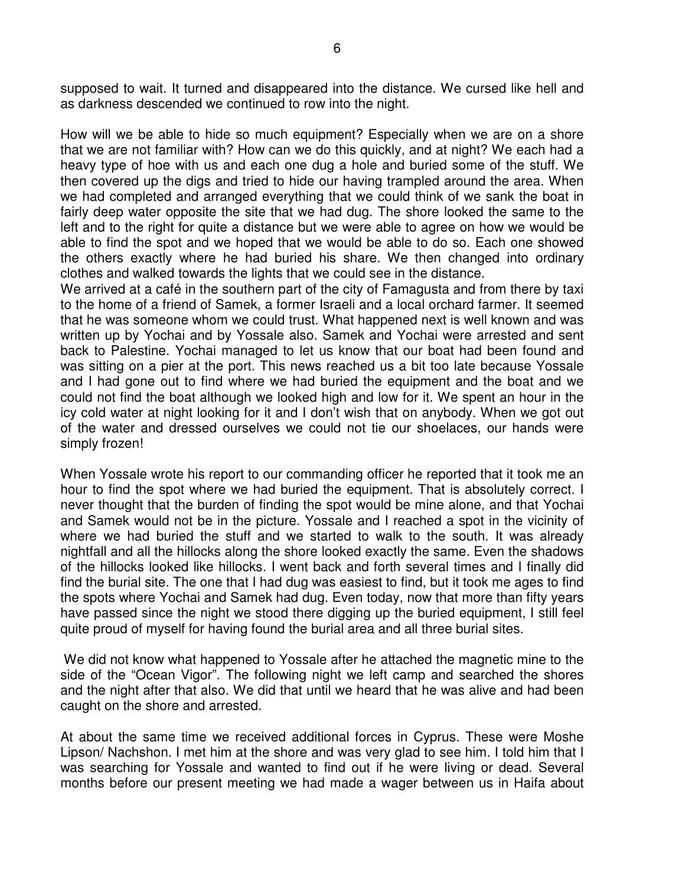supposed to wait. It turned and disappeared into the distance. We cursed like hell and as darkness descended we continued to row into the night.

How will we be able to hide so much equipment? Especially when we are on a shore that we are not familiar with? How can we do this quickly, and at night? We each had a heavy type of hoe with us and each one dug a hole and buried some of the stuff. We then covered up the digs and tried to hide our having trampled around the area. When we had completed and arranged everything that we could think of we sank the boat in fairly deep water opposite the site that we had dug. The shore looked the same to the left and to the right for quite a distance but we were able to agree on how we would be able to find the spot and we hoped that we would be able to do so. Each one showed the others exactly where he had buried his share. We then changed into ordinary clothes and walked towards the lights that we could see in the distance.

We arrived at a café in the southern part of the city of Famagusta and from there by taxi to the home of a friend of Samek, a former Israeli and a local orchard farmer. It seemed that he was someone whom we could trust. What happened next is well known and was written up by Yochai and by Yossale also. Samek and Yochai were arrested and sent back to Palestine. Yochai managed to let us know that our boat had been found and was sitting on a pier at the port. This news reached us a bit too late because Yossale and I had gone out to find where we had buried the equipment and the boat and we could not find the boat although we looked high and low for it. We spent an hour in the icy cold water at night looking for it and I don't wish that on anybody. When we got out of the water and dressed ourselves we could not tie our shoelaces, our hands were simply frozen!

When Yossale wrote his report to our commanding officer he reported that it took me an hour to find the spot where we had buried the equipment. That is absolutely correct. I never thought that the burden of finding the spot would be mine alone, and that Yochai and Samek would not be in the picture. Yossale and I reached a spot in the vicinity of where we had buried the stuff and we started to walk to the south. It was already nightfall and all the hillocks along the shore looked exactly the same. Even the shadows of the hillocks looked like hillocks. I went back and forth several times and I finally did find the burial site. The one that I had dug was easiest to find, but it took me ages to find the spots where Yochai and Samek had dug. Even today, now that more than fifty years have passed since the night we stood there digging up the buried equipment, I still feel quite proud of myself for having found the burial area and all three burial sites.

We did not know what happened to Yossale after he attached the magnetic mine to the side of the "Ocean Vigor". The following night we left camp and searched the shores and the night after that also. We did that until we heard that he was alive and had been caught on the shore and arrested.

At about the same time we received additional forces in Cyprus. These were Moshe Lipson/ Nachshon. I met him at the shore and was very glad to see him. I told him that I was searching for Yossale and wanted to find out if he were living or dead. Several months before our present meeting we had made a wager between us in Haifa about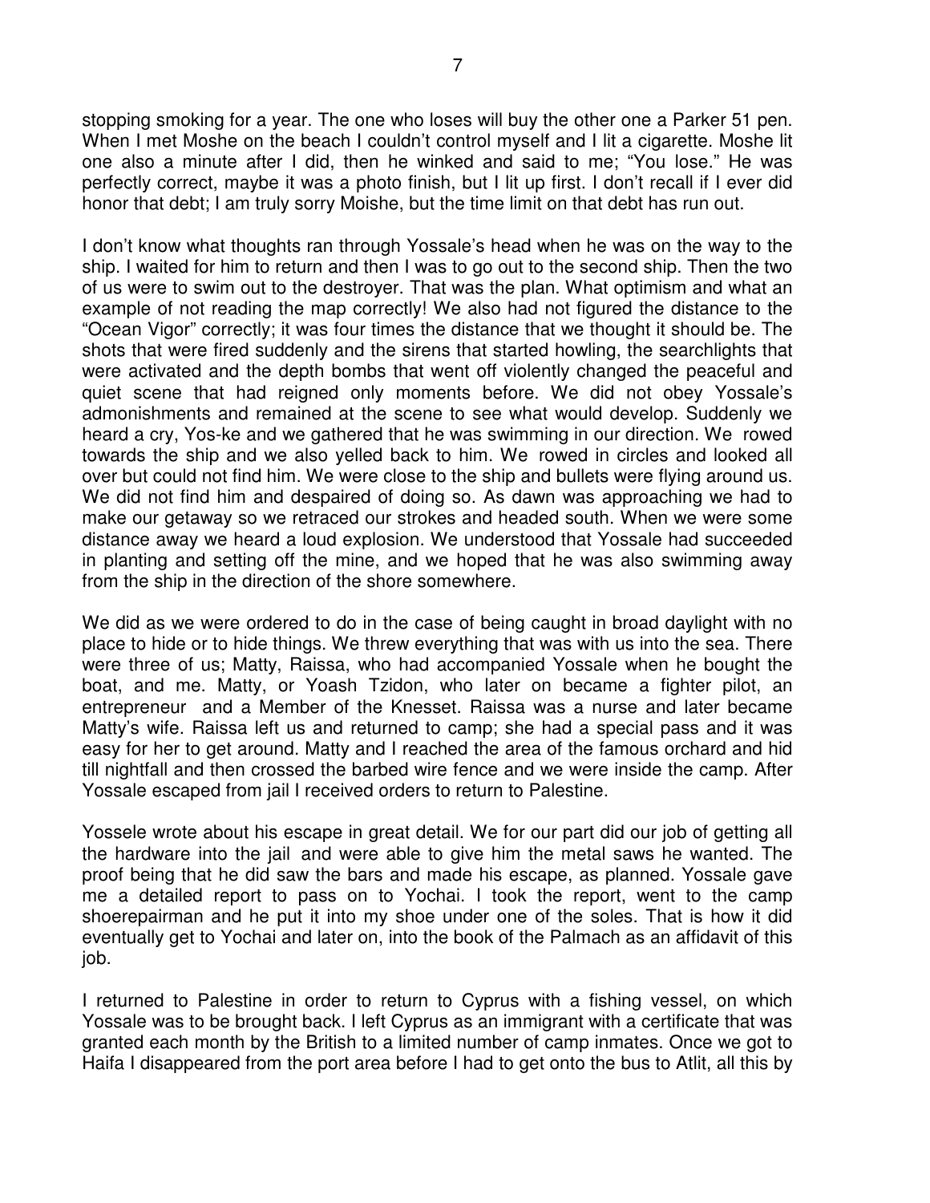stopping smoking for a year. The one who loses will buy the other one a Parker 51 pen. When I met Moshe on the beach I couldn't control myself and I lit a cigarette. Moshe lit one also a minute after I did, then he winked and said to me; "You lose." He was perfectly correct, maybe it was a photo finish, but I lit up first. I don't recall if I ever did honor that debt; I am truly sorry Moishe, but the time limit on that debt has run out.

I don't know what thoughts ran through Yossale's head when he was on the way to the ship. I waited for him to return and then I was to go out to the second ship. Then the two of us were to swim out to the destroyer. That was the plan. What optimism and what an example of not reading the map correctly! We also had not figured the distance to the "Ocean Vigor" correctly; it was four times the distance that we thought it should be. The shots that were fired suddenly and the sirens that started howling, the searchlights that were activated and the depth bombs that went off violently changed the peaceful and quiet scene that had reigned only moments before. We did not obey Yossale's admonishments and remained at the scene to see what would develop. Suddenly we heard a cry, Yos-ke and we gathered that he was swimming in our direction. We rowed towards the ship and we also yelled back to him. We rowed in circles and looked all over but could not find him. We were close to the ship and bullets were flying around us. We did not find him and despaired of doing so. As dawn was approaching we had to make our getaway so we retraced our strokes and headed south. When we were some distance away we heard a loud explosion. We understood that Yossale had succeeded in planting and setting off the mine, and we hoped that he was also swimming away from the ship in the direction of the shore somewhere.

We did as we were ordered to do in the case of being caught in broad daylight with no place to hide or to hide things. We threw everything that was with us into the sea. There were three of us; Matty, Raissa, who had accompanied Yossale when he bought the boat, and me. Matty, or Yoash Tzidon, who later on became a fighter pilot, an entrepreneur and a Member of the Knesset. Raissa was a nurse and later became Matty's wife. Raissa left us and returned to camp; she had a special pass and it was easy for her to get around. Matty and I reached the area of the famous orchard and hid till nightfall and then crossed the barbed wire fence and we were inside the camp. After Yossale escaped from jail I received orders to return to Palestine.

Yossele wrote about his escape in great detail. We for our part did our job of getting all the hardware into the jail and were able to give him the metal saws he wanted. The proof being that he did saw the bars and made his escape, as planned. Yossale gave me a detailed report to pass on to Yochai. I took the report, went to the camp shoerepairman and he put it into my shoe under one of the soles. That is how it did eventually get to Yochai and later on, into the book of the Palmach as an affidavit of this job.

I returned to Palestine in order to return to Cyprus with a fishing vessel, on which Yossale was to be brought back. I left Cyprus as an immigrant with a certificate that was granted each month by the British to a limited number of camp inmates. Once we got to Haifa I disappeared from the port area before I had to get onto the bus to Atlit, all this by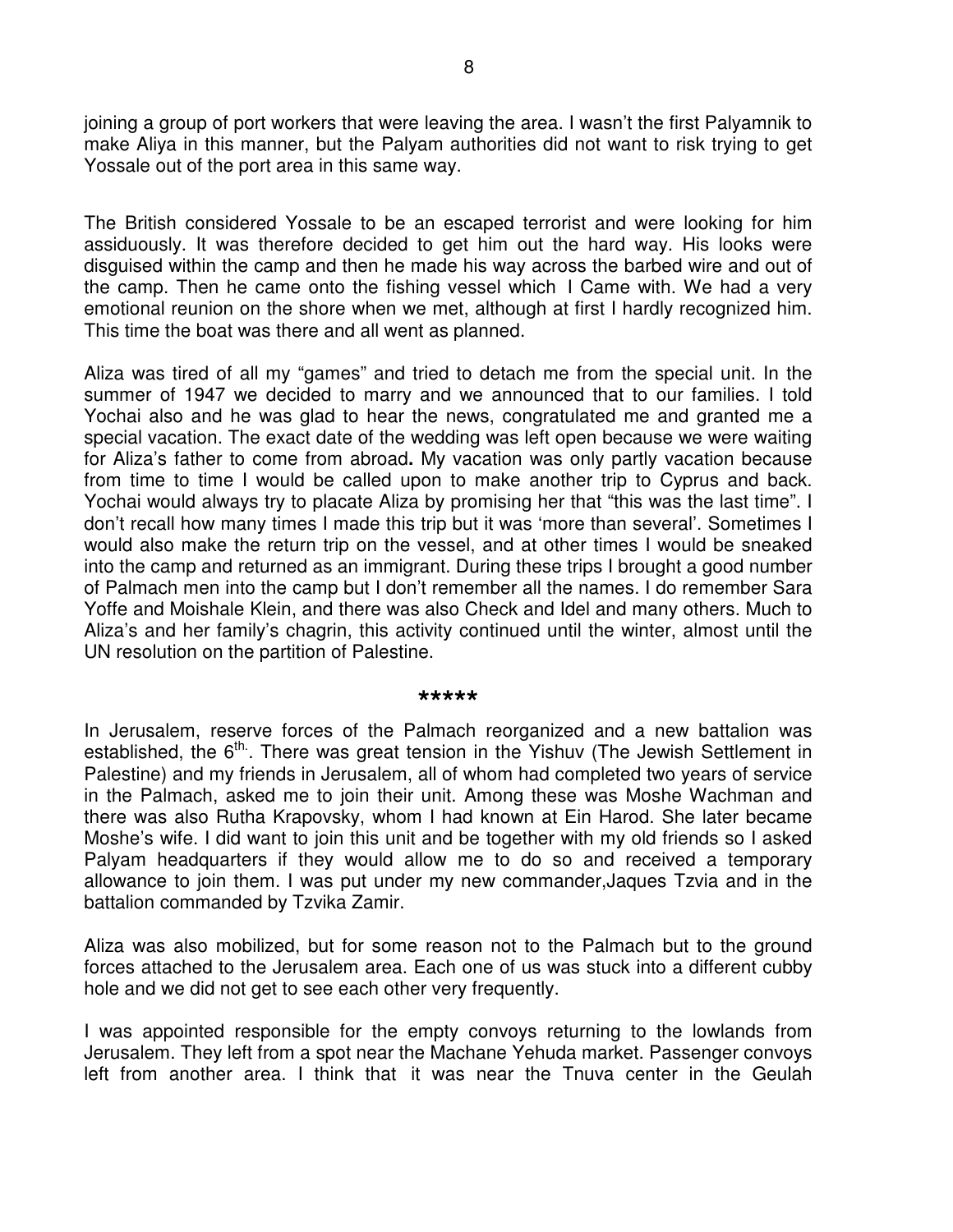joining a group of port workers that were leaving the area. I wasn't the first Palyamnik to make Aliya in this manner, but the Palyam authorities did not want to risk trying to get Yossale out of the port area in this same way.

The British considered Yossale to be an escaped terrorist and were looking for him assiduously. It was therefore decided to get him out the hard way. His looks were disguised within the camp and then he made his way across the barbed wire and out of the camp. Then he came onto the fishing vessel which I Came with. We had a very emotional reunion on the shore when we met, although at first I hardly recognized him. This time the boat was there and all went as planned.

Aliza was tired of all my "games" and tried to detach me from the special unit. In the summer of 1947 we decided to marry and we announced that to our families. I told Yochai also and he was glad to hear the news, congratulated me and granted me a special vacation. The exact date of the wedding was left open because we were waiting for Aliza's father to come from abroad**.** My vacation was only partly vacation because from time to time I would be called upon to make another trip to Cyprus and back. Yochai would always try to placate Aliza by promising her that "this was the last time". I don't recall how many times I made this trip but it was 'more than several'. Sometimes I would also make the return trip on the vessel, and at other times I would be sneaked into the camp and returned as an immigrant. During these trips I brought a good number of Palmach men into the camp but I don't remember all the names. I do remember Sara Yoffe and Moishale Klein, and there was also Check and Idel and many others. Much to Aliza's and her family's chagrin, this activity continued until the winter, almost until the UN resolution on the partition of Palestine.

*****

In Jerusalem, reserve forces of the Palmach reorganized and a new battalion was established, the 6th. There was great tension in the Yishuv (The Jewish Settlement in Palestine) and my friends in Jerusalem, all of whom had completed two years of service in the Palmach, asked me to join their unit. Among these was Moshe Wachman and there was also Rutha Krapovsky, whom I had known at Ein Harod. She later became Moshe's wife. I did want to join this unit and be together with my old friends so I asked Palyam headquarters if they would allow me to do so and received a temporary allowance to join them. I was put under my new commander,Jaques Tzvia and in the battalion commanded by Tzvika Zamir.

Aliza was also mobilized, but for some reason not to the Palmach but to the ground forces attached to the Jerusalem area. Each one of us was stuck into a different cubby hole and we did not get to see each other very frequently.

I was appointed responsible for the empty convoys returning to the lowlands from Jerusalem. They left from a spot near the Machane Yehuda market. Passenger convoys left from another area. I think that it was near the Tnuva center in the Geulah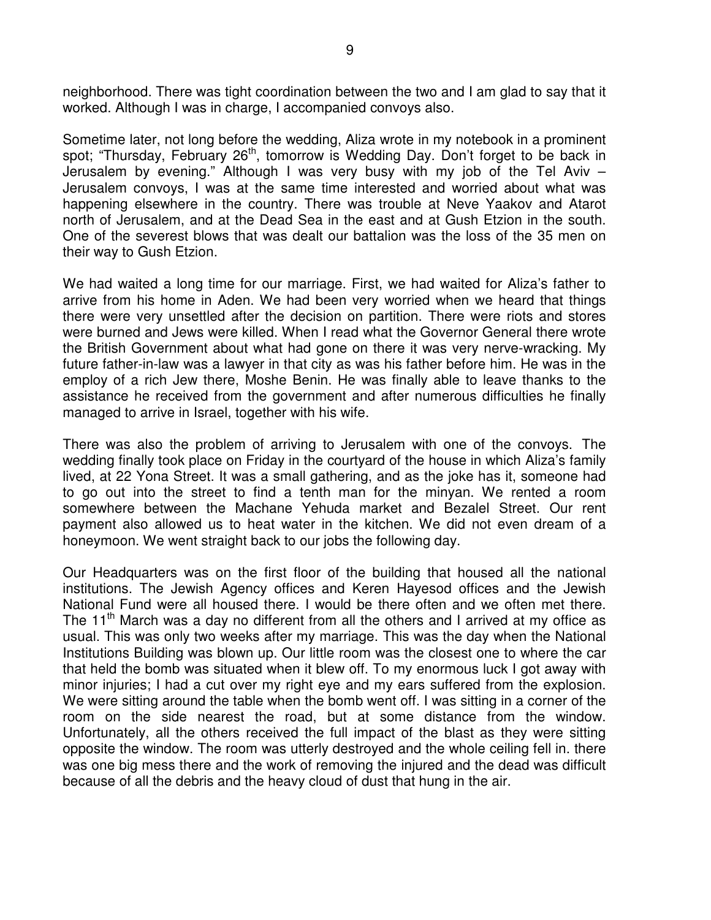neighborhood. There was tight coordination between the two and I am glad to say that it worked. Although I was in charge, I accompanied convoys also.

Sometime later, not long before the wedding, Aliza wrote in my notebook in a prominent spot; "Thursday, February 26th, tomorrow is Wedding Day. Don't forget to be back in Jerusalem by evening." Although I was very busy with my job of the Tel Aviv – Jerusalem convoys, I was at the same time interested and worried about what was happening elsewhere in the country. There was trouble at Neve Yaakov and Atarot north of Jerusalem, and at the Dead Sea in the east and at Gush Etzion in the south. One of the severest blows that was dealt our battalion was the loss of the 35 men on their way to Gush Etzion.

We had waited a long time for our marriage. First, we had waited for Aliza's father to arrive from his home in Aden. We had been very worried when we heard that things there were very unsettled after the decision on partition. There were riots and stores were burned and Jews were killed. When I read what the Governor General there wrote the British Government about what had gone on there it was very nerve-wracking. My future father-in-law was a lawyer in that city as was his father before him. He was in the employ of a rich Jew there, Moshe Benin. He was finally able to leave thanks to the assistance he received from the government and after numerous difficulties he finally managed to arrive in Israel, together with his wife.

There was also the problem of arriving to Jerusalem with one of the convoys. The wedding finally took place on Friday in the courtyard of the house in which Aliza's family lived, at 22 Yona Street. It was a small gathering, and as the joke has it, someone had to go out into the street to find a tenth man for the minyan. We rented a room somewhere between the Machane Yehuda market and Bezalel Street. Our rent payment also allowed us to heat water in the kitchen. We did not even dream of a honeymoon. We went straight back to our jobs the following day.

Our Headquarters was on the first floor of the building that housed all the national institutions. The Jewish Agency offices and Keren Hayesod offices and the Jewish National Fund were all housed there. I would be there often and we often met there. The 11th March was a day no different from all the others and I arrived at my office as usual. This was only two weeks after my marriage. This was the day when the National Institutions Building was blown up. Our little room was the closest one to where the car that held the bomb was situated when it blew off. To my enormous luck I got away with minor injuries; I had a cut over my right eye and my ears suffered from the explosion. We were sitting around the table when the bomb went off. I was sitting in a corner of the room on the side nearest the road, but at some distance from the window. Unfortunately, all the others received the full impact of the blast as they were sitting opposite the window. The room was utterly destroyed and the whole ceiling fell in. there was one big mess there and the work of removing the injured and the dead was difficult because of all the debris and the heavy cloud of dust that hung in the air.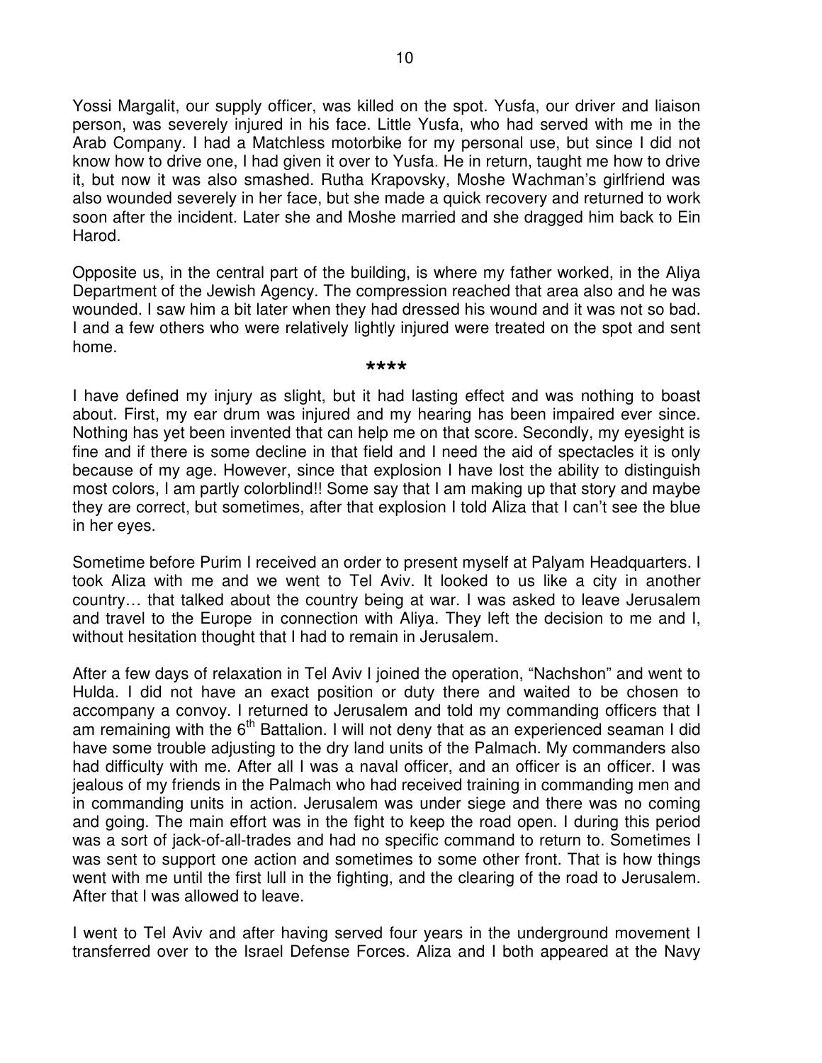Yossi Margalit, our supply officer, was killed on the spot. Yusfa, our driver and liaison person, was severely injured in his face. Little Yusfa, who had served with me in the Arab Company. I had a Matchless motorbike for my personal use, but since I did not know how to drive one, I had given it over to Yusfa. He in return, taught me how to drive it, but now it was also smashed. Rutha Krapovsky, Moshe Wachman's girlfriend was also wounded severely in her face, but she made a quick recovery and returned to work soon after the incident. Later she and Moshe married and she dragged him back to Ein Harod.

Opposite us, in the central part of the building, is where my father worked, in the Aliya Department of the Jewish Agency. The compression reached that area also and he was wounded. I saw him a bit later when they had dressed his wound and it was not so bad. I and a few others who were relatively lightly injured were treated on the spot and sent home.

****

I have defined my injury as slight, but it had lasting effect and was nothing to boast about. First, my ear drum was injured and my hearing has been impaired ever since. Nothing has yet been invented that can help me on that score. Secondly, my eyesight is fine and if there is some decline in that field and I need the aid of spectacles it is only because of my age. However, since that explosion I have lost the ability to distinguish most colors, I am partly colorblind!! Some say that I am making up that story and maybe they are correct, but sometimes, after that explosion I told Aliza that I can't see the blue in her eyes.

Sometime before Purim I received an order to present myself at Palyam Headquarters. I took Aliza with me and we went to Tel Aviv. It looked to us like a city in another country… that talked about the country being at war. I was asked to leave Jerusalem and travel to the Europe in connection with Aliya. They left the decision to me and I, without hesitation thought that I had to remain in Jerusalem.

After a few days of relaxation in Tel Aviv I joined the operation, "Nachshon" and went to Hulda. I did not have an exact position or duty there and waited to be chosen to accompany a convoy. I returned to Jerusalem and told my commanding officers that I am remaining with the 6th Battalion. I will not deny that as an experienced seaman I did have some trouble adjusting to the dry land units of the Palmach. My commanders also had difficulty with me. After all I was a naval officer, and an officer is an officer. I was jealous of my friends in the Palmach who had received training in commanding men and in commanding units in action. Jerusalem was under siege and there was no coming and going. The main effort was in the fight to keep the road open. I during this period was a sort of jack-of-all-trades and had no specific command to return to. Sometimes I was sent to support one action and sometimes to some other front. That is how things went with me until the first lull in the fighting, and the clearing of the road to Jerusalem. After that I was allowed to leave.

I went to Tel Aviv and after having served four years in the underground movement I transferred over to the Israel Defense Forces. Aliza and I both appeared at the Navy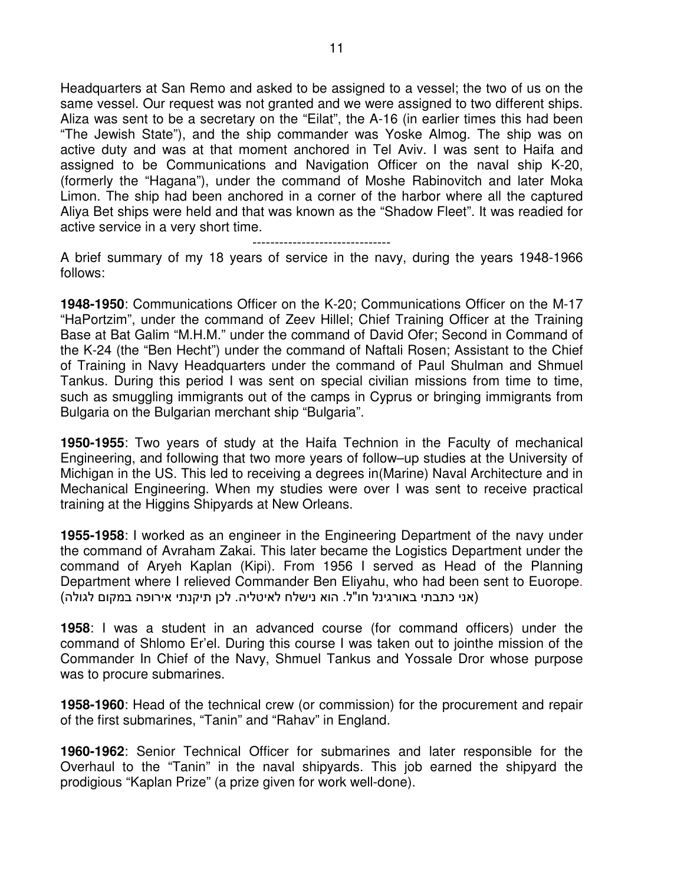Headquarters at San Remo and asked to be assigned to a vessel; the two of us on the same vessel. Our request was not granted and we were assigned to two different ships. Aliza was sent to be a secretary on the "Eilat", the A-16 (in earlier times this had been "The Jewish State"), and the ship commander was Yoske Almog. The ship was on active duty and was at that moment anchored in Tel Aviv. I was sent to Haifa and assigned to be Communications and Navigation Officer on the naval ship K-20, (formerly the "Hagana"), under the command of Moshe Rabinovitch and later Moka Limon. The ship had been anchored in a corner of the harbor where all the captured Aliya Bet ships were held and that was known as the "Shadow Fleet". It was readied for active service in a very short time.

-------------------------------

A brief summary of my 18 years of service in the navy, during the years 1948-1966 follows:

**1948-1950**: Communications Officer on the K-20; Communications Officer on the M-17 "HaPortzim", under the command of Zeev Hillel; Chief Training Officer at the Training Base at Bat Galim "M.H.M." under the command of David Ofer; Second in Command of the K-24 (the "Ben Hecht") under the command of Naftali Rosen; Assistant to the Chief of Training in Navy Headquarters under the command of Paul Shulman and Shmuel Tankus. During this period I was sent on special civilian missions from time to time, such as smuggling immigrants out of the camps in Cyprus or bringing immigrants from Bulgaria on the Bulgarian merchant ship "Bulgaria".

**1950-1955**: Two years of study at the Haifa Technion in the Faculty of mechanical Engineering, and following that two more years of follow–up studies at the University of Michigan in the US. This led to receiving a degrees in(Marine) Naval Architecture and in Mechanical Engineering. When my studies were over I was sent to receive practical training at the Higgins Shipyards at New Orleans.

**1955-1958**: I worked as an engineer in the Engineering Department of the navy under the command of Avraham Zakai. This later became the Logistics Department under the command of Aryeh Kaplan (Kipi). From 1956 I served as Head of the Planning Department where I relieved Commander Ben Eliyahu, who had been sent to Euorope. (אני כתבתי באורגינל חו"ל. הוא נישלח לאיטליה. לכן תיקנתי אירופה במקום לגולה)

**1958**: I was a student in an advanced course (for command officers) under the command of Shlomo Er'el. During this course I was taken out to jointhe mission of the Commander In Chief of the Navy, Shmuel Tankus and Yossale Dror whose purpose was to procure submarines.

**1958-1960**: Head of the technical crew (or commission) for the procurement and repair of the first submarines, "Tanin" and "Rahav" in England.

**1960-1962**: Senior Technical Officer for submarines and later responsible for the Overhaul to the "Tanin" in the naval shipyards. This job earned the shipyard the prodigious "Kaplan Prize" (a prize given for work well-done).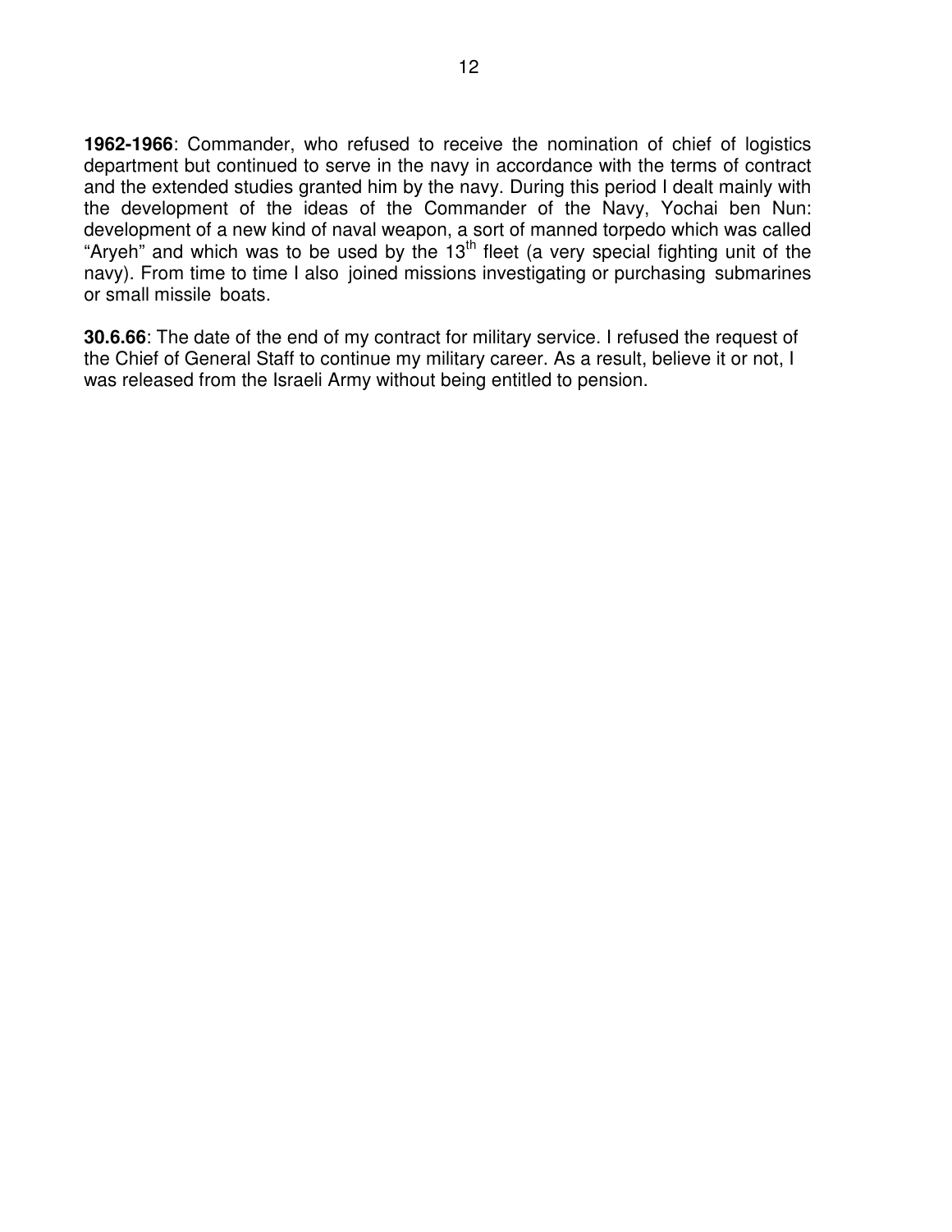**1962-1966**: Commander, who refused to receive the nomination of chief of logistics department but continued to serve in the navy in accordance with the terms of contract and the extended studies granted him by the navy. During this period I dealt mainly with the development of the ideas of the Commander of the Navy, Yochai ben Nun: development of a new kind of naval weapon, a sort of manned torpedo which was called "Aryeh" and which was to be used by the 13th fleet (a very special fighting unit of the navy). From time to time I also joined missions investigating or purchasing submarines or small missile boats.

**30.6.66**: The date of the end of my contract for military service. I refused the request of the Chief of General Staff to continue my military career. As a result, believe it or not, I was released from the Israeli Army without being entitled to pension.